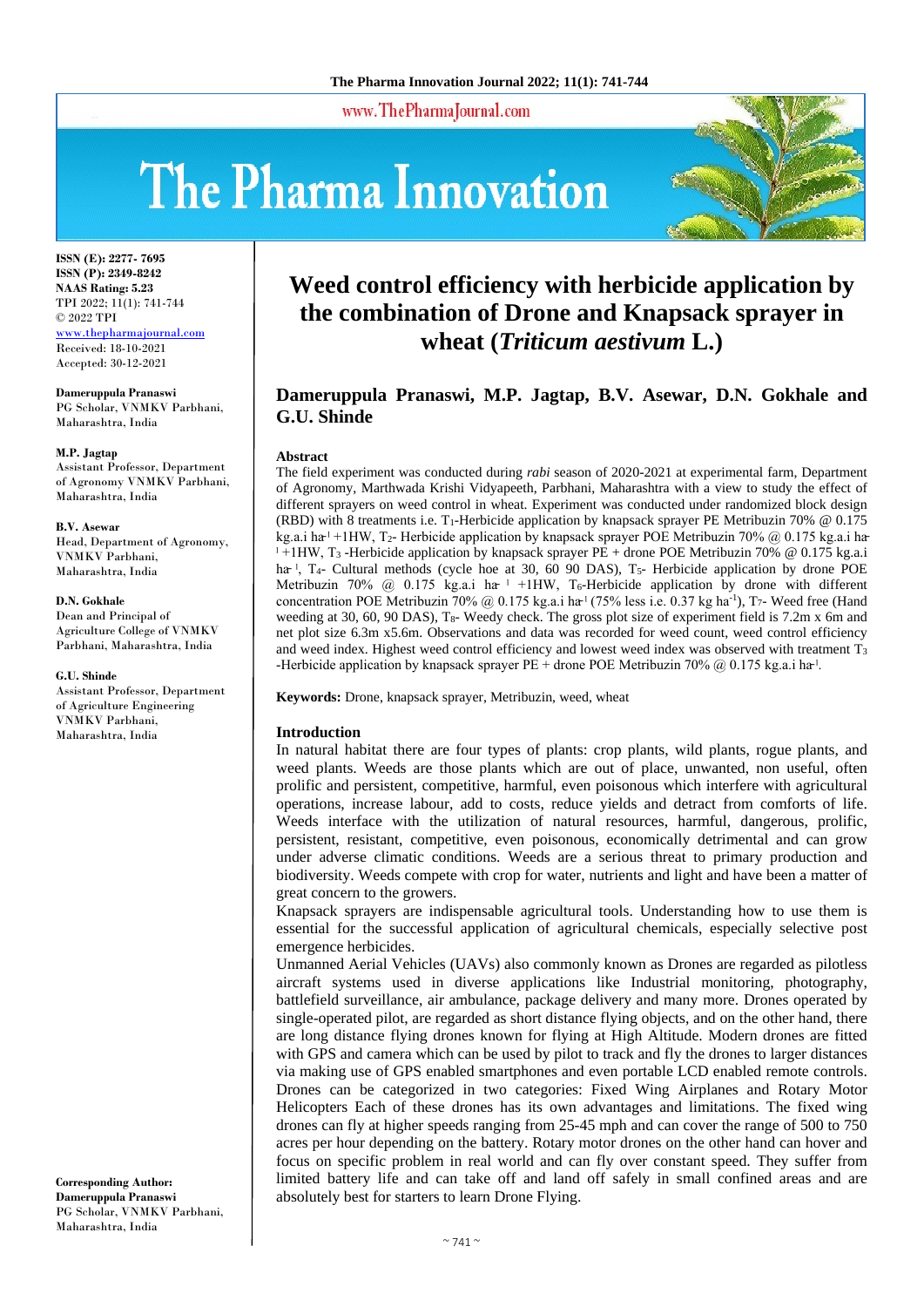# Weed control efficiency with herbicide application by the combination of Drone and Knapsack sprayer in wheat (*Triticum aestivum* L.)

**Dameruppula Pranaswi, M.P. Jagtap, B.V. Asewar, D.N. Gokhale and G.U. Shinde**

ISSN (E): 2277- 7695
ISSN (P): 2349-8242
NAAS Rating: 5.23
TPI 2022; 11(1): 741-744
© 2022 TPI
www.thepharmajournal.com
Received: 18-10-2021
Accepted: 30-12-2021

**Dameruppula Pranaswi**
PG Scholar, VNMKV Parbhani, Maharashtra, India

**M.P. Jagtap**
Assistant Professor, Department of Agronomy VNMKV Parbhani, Maharashtra, India

**B.V. Asewar**
Head, Department of Agronomy, VNMKV Parbhani, Maharashtra, India

**D.N. Gokhale**
Dean and Principal of Agriculture College of VNMKV Parbhani, Maharashtra, India

**G.U. Shinde**
Assistant Professor, Department of Agriculture Engineering VNMKV Parbhani, Maharashtra, India

**Corresponding Author:**
**Dameruppula Pranaswi**
PG Scholar, VNMKV Parbhani, Maharashtra, India

## Abstract

The field experiment was conducted during *rabi* season of 2020-2021 at experimental farm, Department of Agronomy, Marthwada Krishi Vidyapeeth, Parbhani, Maharashtra with a view to study the effect of different sprayers on weed control in wheat. Experiment was conducted under randomized block design (RBD) with 8 treatments i.e. $T_1$-Herbicide application by knapsack sprayer PE Metribuzin 70% @ 0.175 kg.a.i $ha^{-1}$ +1HW, $T_2$- Herbicide application by knapsack sprayer POE Metribuzin 70% @ 0.175 kg.a.i $ha^{-1}$ +1HW, $T_3$ -Herbicide application by knapsack sprayer PE + drone POE Metribuzin 70% @ 0.175 kg.a.i $ha^{-1}$, $T_4$- Cultural methods (cycle hoe at 30, 60 90 DAS), $T_5$- Herbicide application by drone POE Metribuzin 70% @ 0.175 kg.a.i $ha^{-1}$ +1HW, $T_6$-Herbicide application by drone with different concentration POE Metribuzin 70% @ 0.175 kg.a.i $ha^{-1}$ (75% less i.e. 0.37 kg $ha^{-1}$), $T_7$- Weed free (Hand weeding at 30, 60, 90 DAS), $T_8$- Weedy check. The gross plot size of experiment field is 7.2m x 6m and net plot size 6.3m x5.6m. Observations and data was recorded for weed count, weed control efficiency and weed index. Highest weed control efficiency and lowest weed index was observed with treatment $T_3$ -Herbicide application by knapsack sprayer PE + drone POE Metribuzin 70% @ 0.175 kg.a.i $ha^{-1}$.

**Keywords:** Drone, knapsack sprayer, Metribuzin, weed, wheat

## Introduction

In natural habitat there are four types of plants: crop plants, wild plants, rogue plants, and weed plants. Weeds are those plants which are out of place, unwanted, non useful, often prolific and persistent, competitive, harmful, even poisonous which interfere with agricultural operations, increase labour, add to costs, reduce yields and detract from comforts of life. Weeds interface with the utilization of natural resources, harmful, dangerous, prolific, persistent, resistant, competitive, even poisonous, economically detrimental and can grow under adverse climatic conditions. Weeds are a serious threat to primary production and biodiversity. Weeds compete with crop for water, nutrients and light and have been a matter of great concern to the growers.

Knapsack sprayers are indispensable agricultural tools. Understanding how to use them is essential for the successful application of agricultural chemicals, especially selective post emergence herbicides.

Unmanned Aerial Vehicles (UAVs) also commonly known as Drones are regarded as pilotless aircraft systems used in diverse applications like Industrial monitoring, photography, battlefield surveillance, air ambulance, package delivery and many more. Drones operated by single-operated pilot, are regarded as short distance flying objects, and on the other hand, there are long distance flying drones known for flying at High Altitude. Modern drones are fitted with GPS and camera which can be used by pilot to track and fly the drones to larger distances via making use of GPS enabled smartphones and even portable LCD enabled remote controls. Drones can be categorized in two categories: Fixed Wing Airplanes and Rotary Motor Helicopters Each of these drones has its own advantages and limitations. The fixed wing drones can fly at higher speeds ranging from 25-45 mph and can cover the range of 500 to 750 acres per hour depending on the battery. Rotary motor drones on the other hand can hover and focus on specific problem in real world and can fly over constant speed. They suffer from limited battery life and can take off and land off safely in small confined areas and are absolutely best for starters to learn Drone Flying.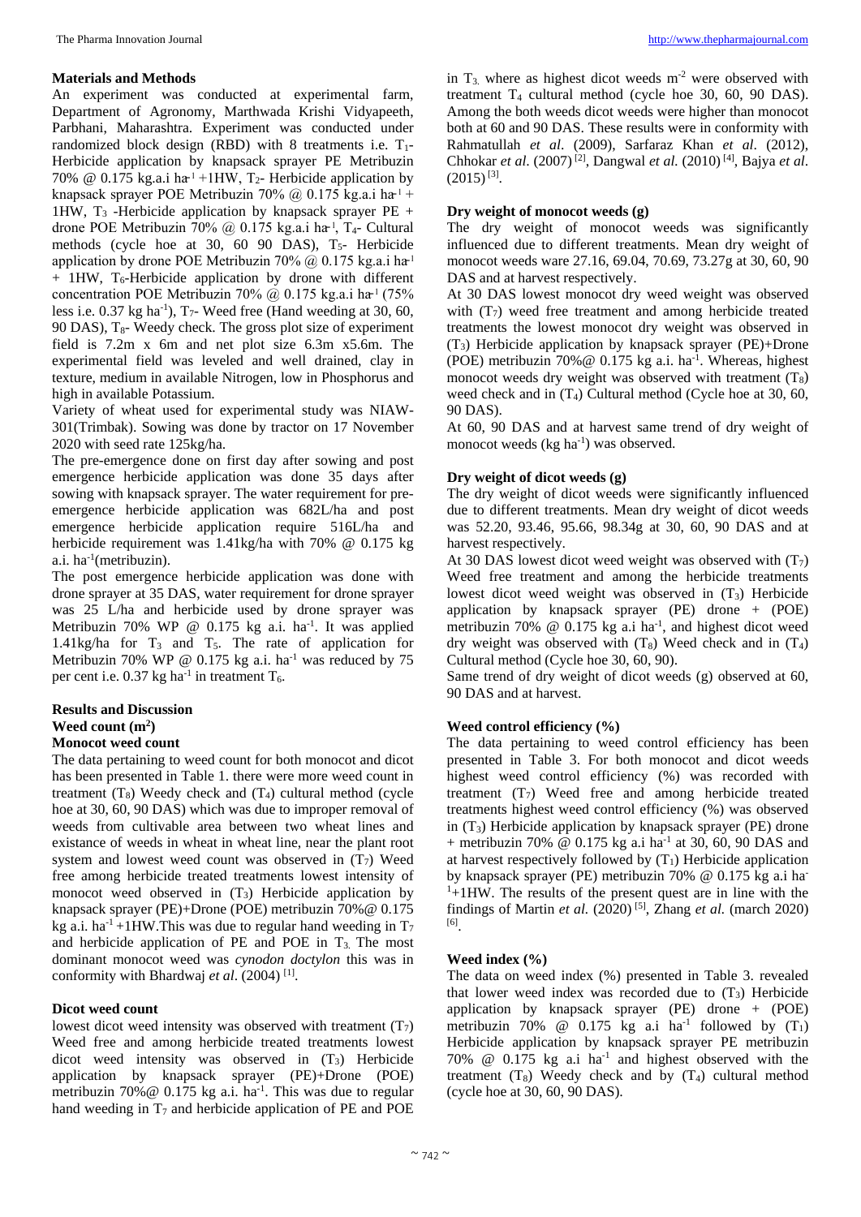## Materials and Methods

An experiment was conducted at experimental farm, Department of Agronomy, Marthwada Krishi Vidyapeeth, Parbhani, Maharashtra. Experiment was conducted under randomized block design (RBD) with 8 treatments i.e. $T_1$-Herbicide application by knapsack sprayer PE Metribuzin 70% @ 0.175 kg.a.i $ha^{-1}$ +1HW, $T_2$- Herbicide application by knapsack sprayer POE Metribuzin 70% @ 0.175 kg.a.i $ha^{-1}$ + 1HW, $T_3$ -Herbicide application by knapsack sprayer PE + drone POE Metribuzin 70% @ 0.175 kg.a.i $ha^{-1}$, $T_4$- Cultural methods (cycle hoe at 30, 60 90 DAS), $T_5$- Herbicide application by drone POE Metribuzin 70% @ 0.175 kg.a.i $ha^{-1}$ + 1HW, $T_6$-Herbicide application by drone with different concentration POE Metribuzin 70% @ 0.175 kg.a.i $ha^{-1}$ (75% less i.e. 0.37 kg $ha^{-1}$), $T_7$- Weed free (Hand weeding at 30, 60, 90 DAS), $T_8$- Weedy check. The gross plot size of experiment field is 7.2m x 6m and net plot size 6.3m x5.6m. The experimental field was leveled and well drained, clay in texture, medium in available Nitrogen, low in Phosphorus and high in available Potassium.

Variety of wheat used for experimental study was NIAW-301(Trimbak). Sowing was done by tractor on 17 November 2020 with seed rate 125kg/ha.

The pre-emergence done on first day after sowing and post emergence herbicide application was done 35 days after sowing with knapsack sprayer. The water requirement for pre-emergence herbicide application was 682L/ha and post emergence herbicide application require 516L/ha and herbicide requirement was 1.41kg/ha with 70% @ 0.175 kg a.i. $ha^{-1}$(metribuzin).

The post emergence herbicide application was done with drone sprayer at 35 DAS, water requirement for drone sprayer was 25 L/ha and herbicide used by drone sprayer was Metribuzin 70% WP @ 0.175 kg a.i. $ha^{-1}$. It was applied 1.41kg/ha for $T_3$ and $T_5$. The rate of application for Metribuzin 70% WP @ 0.175 kg a.i. $ha^{-1}$ was reduced by 75 per cent i.e. 0.37 kg $ha^{-1}$ in treatment $T_6$.

## Results and Discussion

### Weed count ($m^2$)

#### Monocot weed count

The data pertaining to weed count for both monocot and dicot has been presented in Table 1. there were more weed count in treatment ($T_8$) Weedy check and ($T_4$) cultural method (cycle hoe at 30, 60, 90 DAS) which was due to improper removal of weeds from cultivable area between two wheat lines and existance of weeds in wheat in wheat line, near the plant root system and lowest weed count was observed in ($T_7$) Weed free among herbicide treated treatments lowest intensity of monocot weed observed in ($T_3$) Herbicide application by knapsack sprayer (PE)+Drone (POE) metribuzin 70%@ 0.175 kg a.i. $ha^{-1}$ +1HW.This was due to regular hand weeding in $T_7$ and herbicide application of PE and POE in $T_3$. The most dominant monocot weed was *cynodon doctylon* this was in conformity with Bhardwaj *et al*. (2004) [1].

#### Dicot weed count

lowest dicot weed intensity was observed with treatment ($T_7$) Weed free and among herbicide treated treatments lowest dicot weed intensity was observed in ($T_3$) Herbicide application by knapsack sprayer (PE)+Drone (POE) metribuzin 70%@ 0.175 kg a.i. $ha^{-1}$. This was due to regular hand weeding in $T_7$ and herbicide application of PE and POE in $T_3$ where as highest dicot weeds $m^{-2}$ were observed with treatment $T_4$ cultural method (cycle hoe 30, 60, 90 DAS). Among the both weeds dicot weeds were higher than monocot both at 60 and 90 DAS. These results were in conformity with Rahmatullah *et al*. (2009), Sarfaraz Khan *et al*. (2012), Chhokar *et al.* (2007) [2], Dangwal *et al.* (2010) [4], Bajya *et al*. (2015) [3].

### Dry weight of monocot weeds (g)

The dry weight of monocot weeds was significantly influenced due to different treatments. Mean dry weight of monocot weeds ware 27.16, 69.04, 70.69, 73.27g at 30, 60, 90 DAS and at harvest respectively.

At 30 DAS lowest monocot dry weed weight was observed with ($T_7$) weed free treatment and among herbicide treated treatments the lowest monocot dry weight was observed in ($T_3$) Herbicide application by knapsack sprayer (PE)+Drone (POE) metribuzin 70%@ 0.175 kg a.i. $ha^{-1}$. Whereas, highest monocot weeds dry weight was observed with treatment ($T_8$) weed check and in ($T_4$) Cultural method (Cycle hoe at 30, 60, 90 DAS).

At 60, 90 DAS and at harvest same trend of dry weight of monocot weeds (kg $ha^{-1}$) was observed.

### Dry weight of dicot weeds (g)

The dry weight of dicot weeds were significantly influenced due to different treatments. Mean dry weight of dicot weeds was 52.20, 93.46, 95.66, 98.34g at 30, 60, 90 DAS and at harvest respectively.

At 30 DAS lowest dicot weed weight was observed with ($T_7$) Weed free treatment and among the herbicide treatments lowest dicot weed weight was observed in ($T_3$) Herbicide application by knapsack sprayer (PE) drone + (POE) metribuzin 70% @ 0.175 kg a.i $ha^{-1}$, and highest dicot weed dry weight was observed with ($T_8$) Weed check and in ($T_4$) Cultural method (Cycle hoe 30, 60, 90).

Same trend of dry weight of dicot weeds (g) observed at 60, 90 DAS and at harvest.

### Weed control efficiency (%)

The data pertaining to weed control efficiency has been presented in Table 3. For both monocot and dicot weeds highest weed control efficiency (%) was recorded with treatment ($T_7$) Weed free and among herbicide treated treatments highest weed control efficiency (%) was observed in ($T_3$) Herbicide application by knapsack sprayer (PE) drone + metribuzin 70% @ 0.175 kg a.i $ha^{-1}$ at 30, 60, 90 DAS and at harvest respectively followed by ($T_1$) Herbicide application by knapsack sprayer (PE) metribuzin 70% @ 0.175 kg a.i $ha^{-1}$+1HW. The results of the present quest are in line with the findings of Martin *et al.* (2020) [5], Zhang *et al.* (march 2020) [6].

### Weed index (%)

The data on weed index (%) presented in Table 3. revealed that lower weed index was recorded due to ($T_3$) Herbicide application by knapsack sprayer (PE) drone + (POE) metribuzin 70% @ 0.175 kg a.i $ha^{-1}$ followed by ($T_1$) Herbicide application by knapsack sprayer PE metribuzin 70% @ 0.175 kg a.i $ha^{-1}$ and highest observed with the treatment ($T_8$) Weedy check and by ($T_4$) cultural method (cycle hoe at 30, 60, 90 DAS).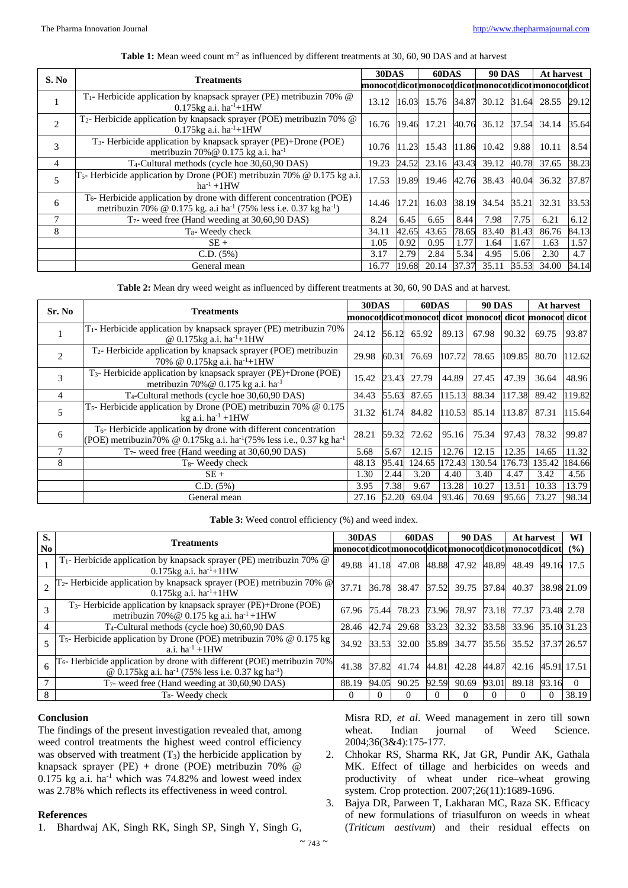**Table 1:** Mean weed count m$^{-2}$ as influenced by different treatments at 30, 60, 90 DAS and at harvest

| S. No | Treatments | 30DAS | | 60DAS | | 90 DAS | | At harvest | |
|---|---|---|---|---|---|---|---|---|---|
| | | monocot | dicot | monocot | dicot | monocot | dicot | monocot | dicot |
| 1 | $T_1$- Herbicide application by knapsack sprayer (PE) metribuzin 70% @ 0.175kg a.i. ha$^{-1}$+1HW | 13.12 | 16.03 | 15.76 | 34.87 | 30.12 | 31.64 | 28.55 | 29.12 |
| 2 | $T_2$- Herbicide application by knapsack sprayer (POE) metribuzin 70% @ 0.175kg a.i. ha$^{-1}$+1HW | 16.76 | 19.46 | 17.21 | 40.76 | 36.12 | 37.54 | 34.14 | 35.64 |
| 3 | $T_3$- Herbicide application by knapsack sprayer (PE)+Drone (POE) metribuzin 70%@ 0.175 kg a.i. ha$^{-1}$ | 10.76 | 11.23 | 15.43 | 11.86 | 10.42 | 9.88 | 10.11 | 8.54 |
| 4 | $T_4$-Cultural methods (cycle hoe 30,60,90 DAS) | 19.23 | 24.52 | 23.16 | 43.43 | 39.12 | 40.78 | 37.65 | 38.23 |
| 5 | $T_5$- Herbicide application by Drone (POE) metribuzin 70% @ 0.175 kg a.i. ha$^{-1}$ +1HW | 17.53 | 19.89 | 19.46 | 42.76 | 38.43 | 40.04 | 36.32 | 37.87 |
| 6 | $T_6$- Herbicide application by drone with different concentration (POE) metribuzin 70% @ 0.175 kg. a.i ha$^{-1}$ (75% less i.e. 0.37 kg ha$^{-1}$) | 14.46 | 17.21 | 16.03 | 38.19 | 34.54 | 35.21 | 32.31 | 33.53 |
| 7 | $T_7$- weed free (Hand weeding at 30,60,90 DAS) | 8.24 | 6.45 | 6.65 | 8.44 | 7.98 | 7.75 | 6.21 | 6.12 |
| 8 | $T_8$- Weedy check | 34.11 | 42.65 | 43.65 | 78.65 | 83.40 | 81.43 | 86.76 | 84.13 |
| | SE + | 1.05 | 0.92 | 0.95 | 1.77 | 1.64 | 1.67 | 1.63 | 1.57 |
| | C.D. (5%) | 3.17 | 2.79 | 2.84 | 5.34 | 4.95 | 5.06 | 2.30 | 4.7 |
| | General mean | 16.77 | 19.68 | 20.14 | 37.37 | 35.11 | 35.53 | 34.00 | 34.14 |

**Table 2:** Mean dry weed weight as influenced by different treatments at 30, 60, 90 DAS and at harvest.

| Sr. No | Treatments | 30DAS | | 60DAS | | 90 DAS | | At harvest | |
|---|---|---|---|---|---|---|---|---|---|
| | | monocot | dicot | monocot | dicot | monocot | dicot | monocot | dicot |
| 1 | $T_1$- Herbicide application by knapsack sprayer (PE) metribuzin 70% @ 0.175kg a.i. ha$^{-1}$+1HW | 24.12 | 56.12 | 65.92 | 89.13 | 67.98 | 90.32 | 69.75 | 93.87 |
| 2 | $T_2$- Herbicide application by knapsack sprayer (POE) metribuzin 70% @ 0.175kg a.i. ha$^{-1}$+1HW | 29.98 | 60.31 | 76.69 | 107.72 | 78.65 | 109.85 | 80.70 | 112.62 |
| 3 | $T_3$- Herbicide application by knapsack sprayer (PE)+Drone (POE) metribuzin 70%@ 0.175 kg a.i. ha$^{-1}$ | 15.42 | 23.43 | 27.79 | 44.89 | 27.45 | 47.39 | 36.64 | 48.96 |
| 4 | $T_4$-Cultural methods (cycle hoe 30,60,90 DAS) | 34.43 | 55.63 | 87.65 | 115.13 | 88.34 | 117.38 | 89.42 | 119.82 |
| 5 | $T_5$- Herbicide application by Drone (POE) metribuzin 70% @ 0.175 kg a.i. ha$^{-1}$ +1HW | 31.32 | 61.74 | 84.82 | 110.53 | 85.14 | 113.87 | 87.31 | 115.64 |
| 6 | $T_6$- Herbicide application by drone with different concentration (POE) metribuzin70% @ 0.175kg a.i. ha$^{-1}$(75% less i.e., 0.37 kg ha$^{-1}$ | 28.21 | 59.32 | 72.62 | 95.16 | 75.34 | 97.43 | 78.32 | 99.87 |
| 7 | $T_7$- weed free (Hand weeding at 30,60,90 DAS) | 5.68 | 5.67 | 12.15 | 12.76 | 12.15 | 12.35 | 14.65 | 11.32 |
| 8 | $T_8$- Weedy check | 48.13 | 95.41 | 124.65 | 172.43 | 130.54 | 176.73 | 135.42 | 184.66 |
| | SE + | 1.30 | 2.44 | 3.20 | 4.40 | 3.40 | 4.47 | 3.42 | 4.56 |
| | C.D. (5%) | 3.95 | 7.38 | 9.67 | 13.28 | 10.27 | 13.51 | 10.33 | 13.79 |
| | General mean | 27.16 | 52.20 | 69.04 | 93.46 | 70.69 | 95.66 | 73.27 | 98.34 |

**Table 3:** Weed control efficiency (%) and weed index.

| S. No | Treatments | 30DAS | | 60DAS | | 90 DAS | | At harvest | | WI (%) |
|---|---|---|---|---|---|---|---|---|---|---|
| | | monocot | dicot | monocot | dicot | monocot | dicot | monocot | dicot | |
| 1 | $T_1$- Herbicide application by knapsack sprayer (PE) metribuzin 70% @ 0.175kg a.i. ha$^{-1}$+1HW | 49.88 | 41.18 | 47.08 | 48.88 | 47.92 | 48.89 | 48.49 | 49.16 | 17.5 |
| 2 | $T_2$- Herbicide application by knapsack sprayer (POE) metribuzin 70% @ 0.175kg a.i. ha$^{-1}$+1HW | 37.71 | 36.78 | 38.47 | 37.52 | 39.75 | 37.84 | 40.37 | 38.98 | 21.09 |
| 3 | $T_3$- Herbicide application by knapsack sprayer (PE)+Drone (POE) metribuzin 70%@ 0.175 kg a.i. ha$^{-1}$ +1HW | 67.96 | 75.44 | 78.23 | 73.96 | 78.97 | 73.18 | 77.37 | 73.48 | 2.78 |
| 4 | $T_4$-Cultural methods (cycle hoe) 30,60,90 DAS | 28.46 | 42.74 | 29.68 | 33.23 | 32.32 | 33.58 | 33.96 | 35.10 | 31.23 |
| 5 | $T_5$- Herbicide application by Drone (POE) metribuzin 70% @ 0.175 kg a.i. ha$^{-1}$ +1HW | 34.92 | 33.53 | 32.00 | 35.89 | 34.77 | 35.56 | 35.52 | 37.37 | 26.57 |
| 6 | $T_6$- Herbicide application by drone with different (POE) metribuzin 70% @ 0.175kg a.i. ha$^{-1}$ (75% less i.e. 0.37 kg ha$^{-1}$) | 41.38 | 37.82 | 41.74 | 44.81 | 42.28 | 44.87 | 42.16 | 45.91 | 17.51 |
| 7 | $T_7$- weed free (Hand weeding at 30,60,90 DAS) | 88.19 | 94.05 | 90.25 | 92.59 | 90.69 | 93.01 | 89.18 | 93.16 | 0 |
| 8 | $T_8$- Weedy check | 0 | 0 | 0 | 0 | 0 | 0 | 0 | 0 | 38.19 |

## Conclusion

The findings of the present investigation revealed that, among weed control treatments the highest weed control efficiency was observed with treatment ($T_3$) the herbicide application by knapsack sprayer (PE) + drone (POE) metribuzin 70% @ 0.175 kg a.i. ha$^{-1}$ which was 74.82% and lowest weed index was 2.78% which reflects its effectiveness in weed control.

## References

1. Bhardwaj AK, Singh RK, Singh SP, Singh Y, Singh G, Misra RD, *et al*. Weed management in zero till sown wheat. Indian journal of Weed Science. 2004;36(3&4):175-177.
2. Chhokar RS, Sharma RK, Jat GR, Pundir AK, Gathala MK. Effect of tillage and herbicides on weeds and productivity of wheat under rice–wheat growing system. Crop protection. 2007;26(11):1689-1696.
3. Bajya DR, Parween T, Lakharan MC, Raza SK. Efficacy of new formulations of triasulfuron on weeds in wheat (*Triticum aestivum*) and their residual effects on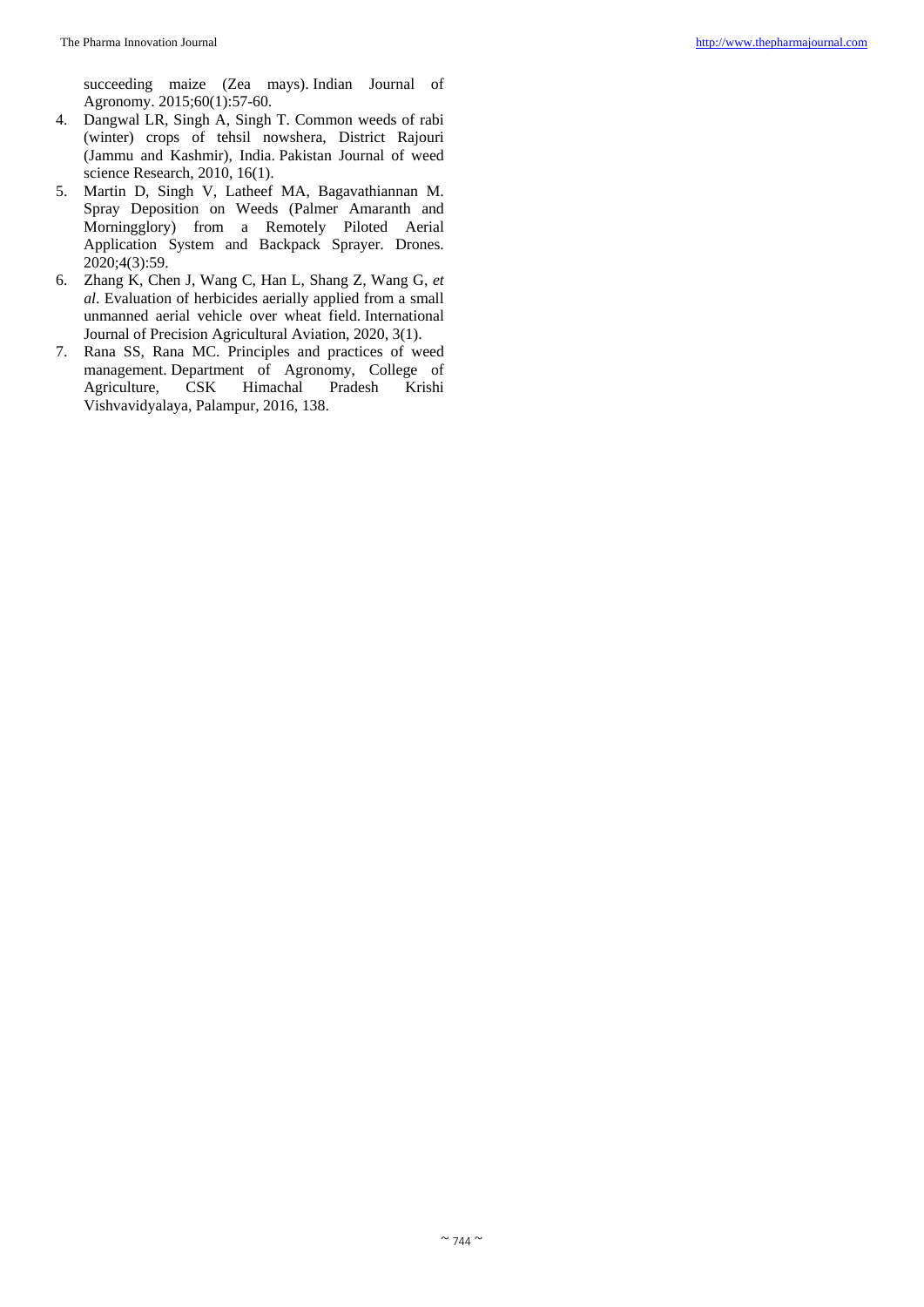succeeding maize (Zea mays). Indian Journal of Agronomy. 2015;60(1):57-60.

4. Dangwal LR, Singh A, Singh T. Common weeds of rabi (winter) crops of tehsil nowshera, District Rajouri (Jammu and Kashmir), India. Pakistan Journal of weed science Research, 2010, 16(1).
5. Martin D, Singh V, Latheef MA, Bagavathiannan M. Spray Deposition on Weeds (Palmer Amaranth and Morningglory) from a Remotely Piloted Aerial Application System and Backpack Sprayer. Drones. 2020;4(3):59.
6. Zhang K, Chen J, Wang C, Han L, Shang Z, Wang G, *et al*. Evaluation of herbicides aerially applied from a small unmanned aerial vehicle over wheat field. International Journal of Precision Agricultural Aviation, 2020, 3(1).
7. Rana SS, Rana MC. Principles and practices of weed management. Department of Agronomy, College of Agriculture, CSK Himachal Pradesh Krishi Vishvavidyalaya, Palampur, 2016, 138.